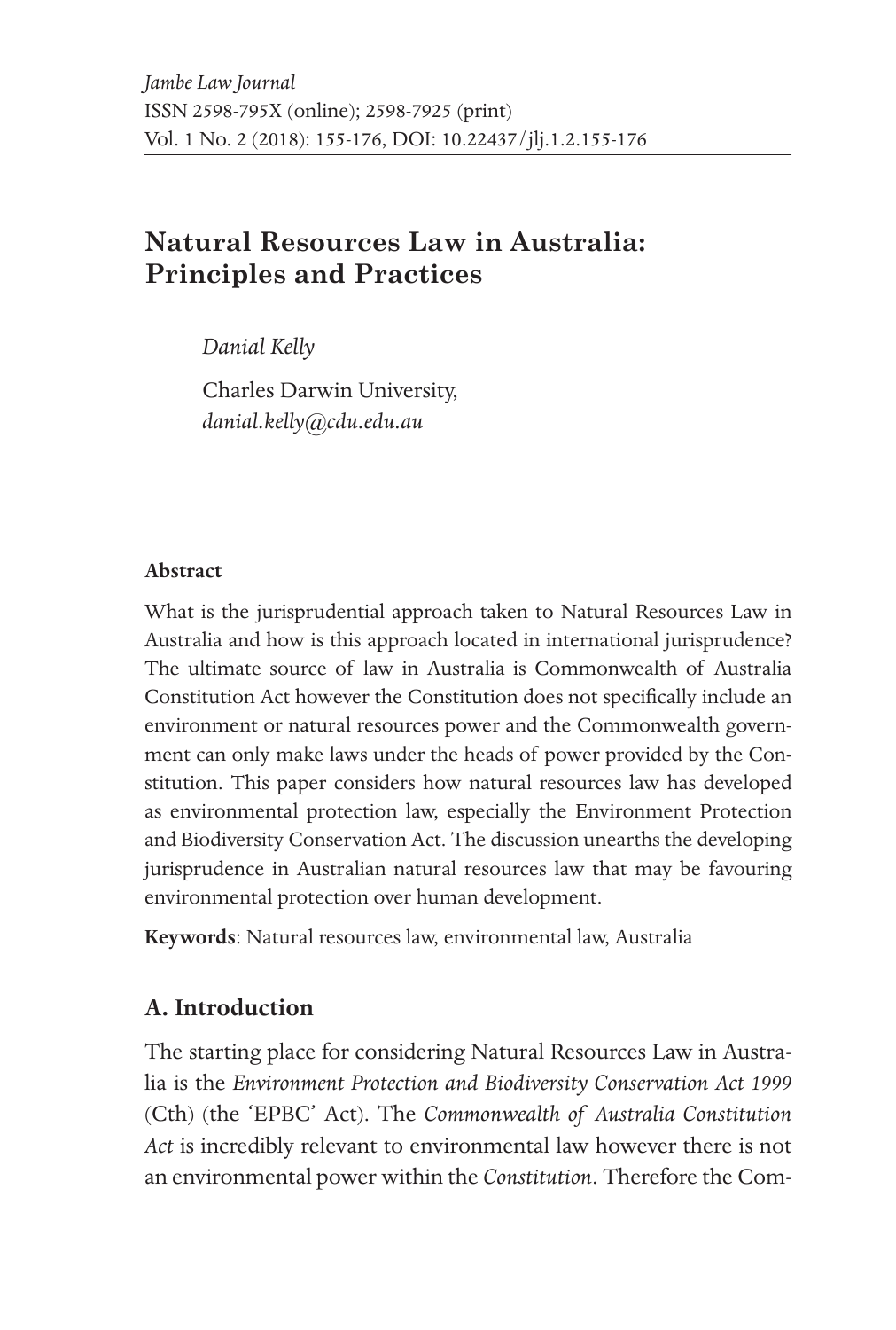*Jambe Law Journal*
ISSN 2598-795X (online); 2598-7925 (print)
Vol. 1 No. 2 (2018): 155-176, DOI: 10.22437/jlj.1.2.155-176

# Natural Resources Law in Australia: Principles and Practices

*Danial Kelly*

Charles Darwin University, *danial.kelly@cdu.edu.au*

**Abstract**

What is the jurisprudential approach taken to Natural Resources Law in Australia and how is this approach located in international jurisprudence? The ultimate source of law in Australia is Commonwealth of Australia Constitution Act however the Constitution does not specifically include an environment or natural resources power and the Commonwealth government can only make laws under the heads of power provided by the Constitution. This paper considers how natural resources law has developed as environmental protection law, especially the Environment Protection and Biodiversity Conservation Act. The discussion unearths the developing jurisprudence in Australian natural resources law that may be favouring environmental protection over human development.

**Keywords**: Natural resources law, environmental law, Australia

## A. Introduction

The starting place for considering Natural Resources Law in Australia is the *Environment Protection and Biodiversity Conservation Act 1999* (Cth) (the 'EPBC' Act). The *Commonwealth of Australia Constitution Act* is incredibly relevant to environmental law however there is not an environmental power within the *Constitution*. Therefore the Com-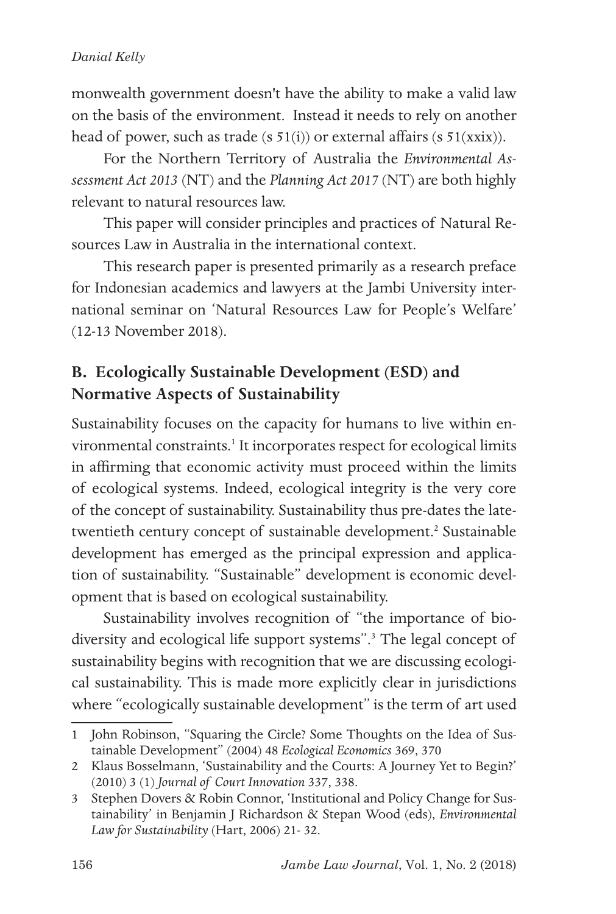monwealth government doesn't have the ability to make a valid law on the basis of the environment. Instead it needs to rely on another head of power, such as trade (s 51(i)) or external affairs (s 51(xxix)).

For the Northern Territory of Australia the *Environmental Assessment Act 2013* (NT) and the *Planning Act 2017* (NT) are both highly relevant to natural resources law.

This paper will consider principles and practices of Natural Resources Law in Australia in the international context.

This research paper is presented primarily as a research preface for Indonesian academics and lawyers at the Jambi University international seminar on 'Natural Resources Law for People's Welfare' (12-13 November 2018).

## B. Ecologically Sustainable Development (ESD) and Normative Aspects of Sustainability

Sustainability focuses on the capacity for humans to live within environmental constraints.[1] It incorporates respect for ecological limits in affirming that economic activity must proceed within the limits of ecological systems. Indeed, ecological integrity is the very core of the concept of sustainability. Sustainability thus pre-dates the late-twentieth century concept of sustainable development.[2] Sustainable development has emerged as the principal expression and application of sustainability. "Sustainable" development is economic development that is based on ecological sustainability.

Sustainability involves recognition of "the importance of biodiversity and ecological life support systems".[3] The legal concept of sustainability begins with recognition that we are discussing ecological sustainability. This is made more explicitly clear in jurisdictions where "ecologically sustainable development" is the term of art used

1 John Robinson, "Squaring the Circle? Some Thoughts on the Idea of Sustainable Development" (2004) 48 *Ecological Economics* 369, 370

2 Klaus Bosselmann, 'Sustainability and the Courts: A Journey Yet to Begin?' (2010) 3 (1) *Journal of Court Innovation* 337, 338.

3 Stephen Dovers & Robin Connor, 'Institutional and Policy Change for Sustainability' in Benjamin J Richardson & Stepan Wood (eds), *Environmental Law for Sustainability* (Hart, 2006) 21- 32.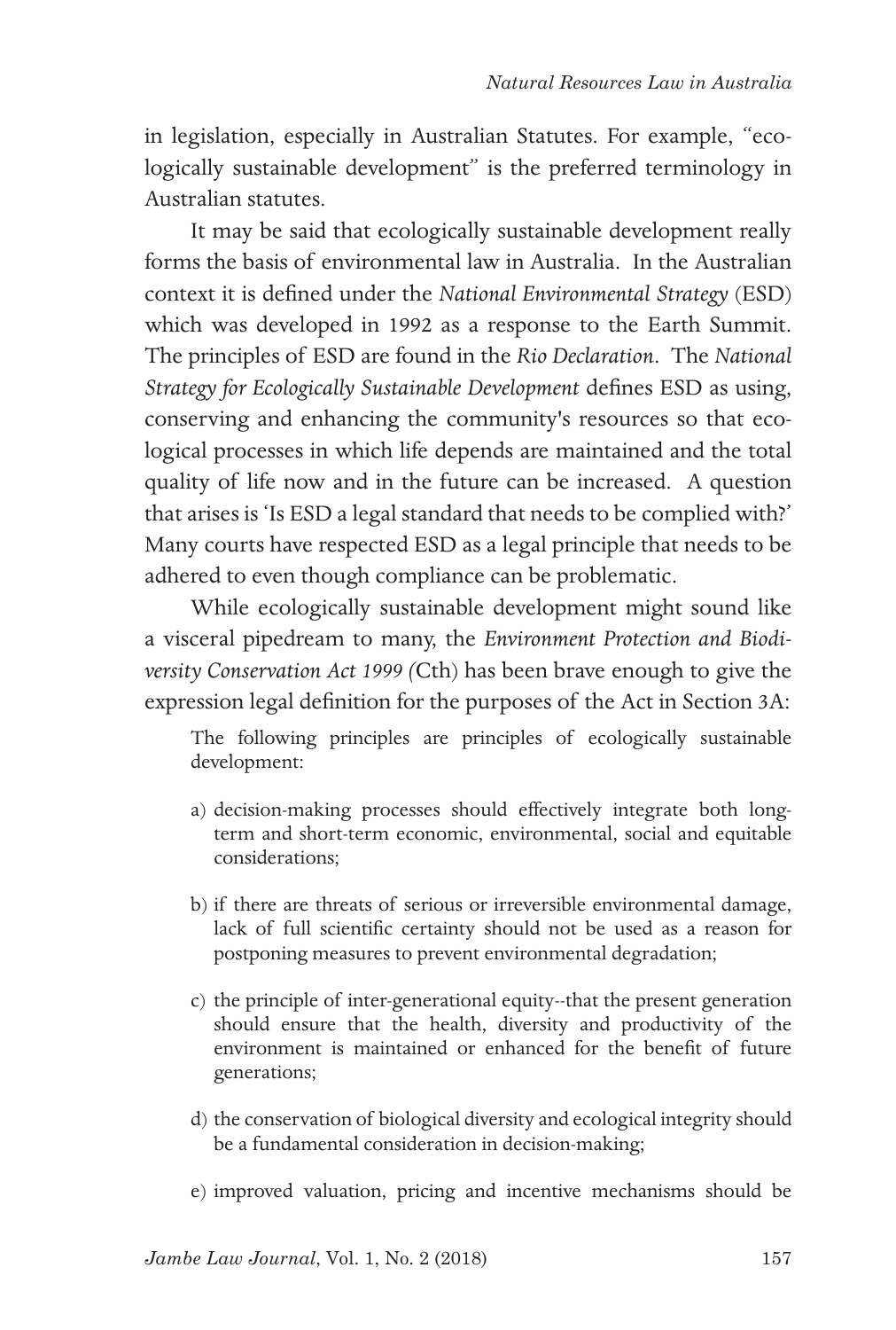in legislation, especially in Australian Statutes. For example, "ecologically sustainable development" is the preferred terminology in Australian statutes.

It may be said that ecologically sustainable development really forms the basis of environmental law in Australia. In the Australian context it is defined under the *National Environmental Strategy* (ESD) which was developed in 1992 as a response to the Earth Summit. The principles of ESD are found in the *Rio Declaration*. The *National Strategy for Ecologically Sustainable Development* defines ESD as using, conserving and enhancing the community's resources so that ecological processes in which life depends are maintained and the total quality of life now and in the future can be increased. A question that arises is 'Is ESD a legal standard that needs to be complied with?' Many courts have respected ESD as a legal principle that needs to be adhered to even though compliance can be problematic.

While ecologically sustainable development might sound like a visceral pipedream to many, the *Environment Protection and Biodiversity Conservation Act 1999 (*Cth) has been brave enough to give the expression legal definition for the purposes of the Act in Section 3A:

> The following principles are principles of ecologically sustainable development:
>
> a) decision-making processes should effectively integrate both long-term and short-term economic, environmental, social and equitable considerations;
>
> b) if there are threats of serious or irreversible environmental damage, lack of full scientific certainty should not be used as a reason for postponing measures to prevent environmental degradation;
>
> c) the principle of inter-generational equity--that the present generation should ensure that the health, diversity and productivity of the environment is maintained or enhanced for the benefit of future generations;
>
> d) the conservation of biological diversity and ecological integrity should be a fundamental consideration in decision-making;
>
> e) improved valuation, pricing and incentive mechanisms should be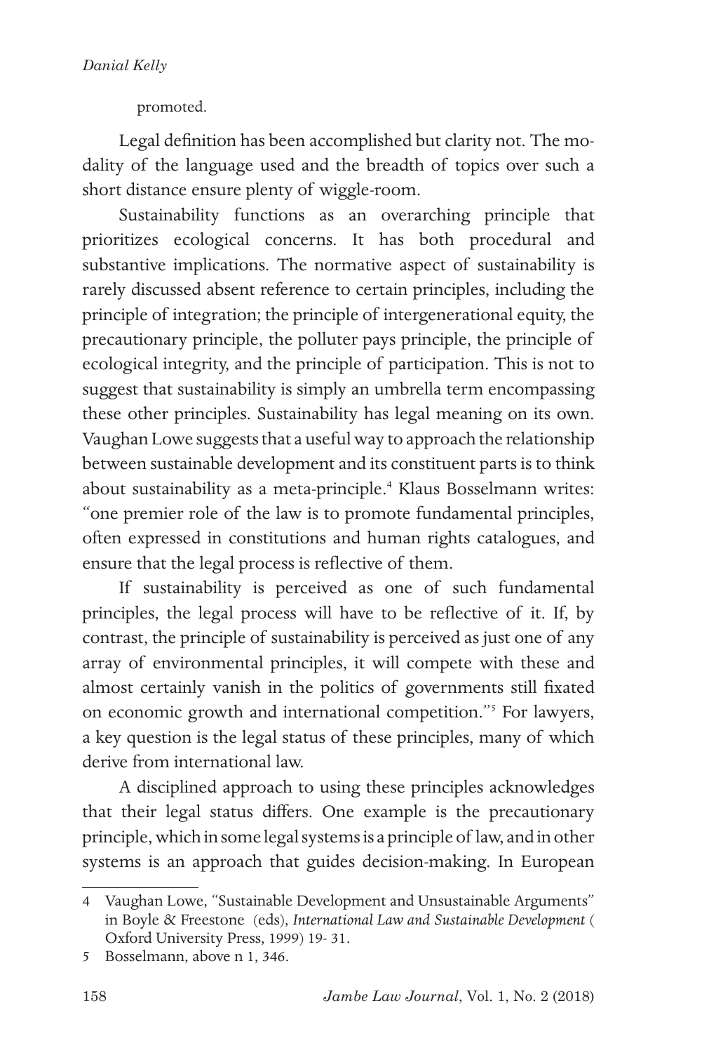promoted.

Legal definition has been accomplished but clarity not. The modality of the language used and the breadth of topics over such a short distance ensure plenty of wiggle-room.

Sustainability functions as an overarching principle that prioritizes ecological concerns. It has both procedural and substantive implications. The normative aspect of sustainability is rarely discussed absent reference to certain principles, including the principle of integration; the principle of intergenerational equity, the precautionary principle, the polluter pays principle, the principle of ecological integrity, and the principle of participation. This is not to suggest that sustainability is simply an umbrella term encompassing these other principles. Sustainability has legal meaning on its own. Vaughan Lowe suggests that a useful way to approach the relationship between sustainable development and its constituent parts is to think about sustainability as a meta-principle.[4] Klaus Bosselmann writes: "one premier role of the law is to promote fundamental principles, often expressed in constitutions and human rights catalogues, and ensure that the legal process is reflective of them.

If sustainability is perceived as one of such fundamental principles, the legal process will have to be reflective of it. If, by contrast, the principle of sustainability is perceived as just one of any array of environmental principles, it will compete with these and almost certainly vanish in the politics of governments still fixated on economic growth and international competition."[5] For lawyers, a key question is the legal status of these principles, many of which derive from international law.

A disciplined approach to using these principles acknowledges that their legal status differs. One example is the precautionary principle, which in some legal systems is a principle of law, and in other systems is an approach that guides decision-making. In European

---

4 Vaughan Lowe, "Sustainable Development and Unsustainable Arguments" in Boyle & Freestone (eds), *International Law and Sustainable Development* ( Oxford University Press, 1999) 19- 31.

5 Bosselmann, above n 1, 346.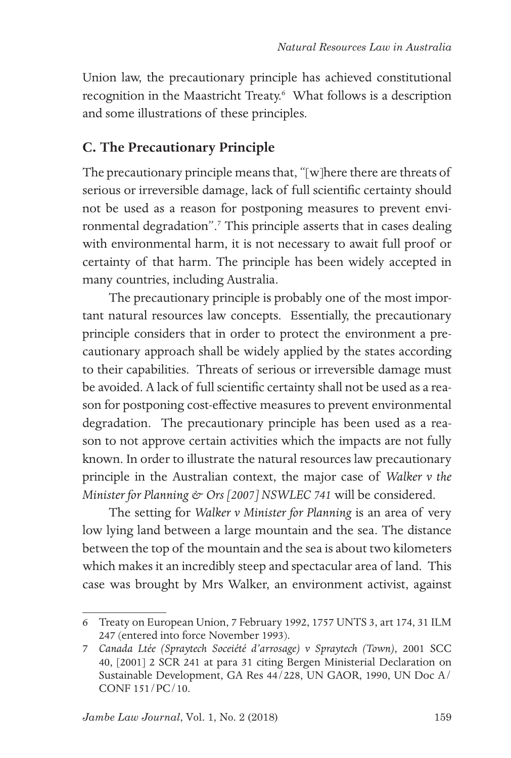Union law, the precautionary principle has achieved constitutional recognition in the Maastricht Treaty.[6] What follows is a description and some illustrations of these principles.

## C. The Precautionary Principle

The precautionary principle means that, "[w]here there are threats of serious or irreversible damage, lack of full scientific certainty should not be used as a reason for postponing measures to prevent environmental degradation".[7] This principle asserts that in cases dealing with environmental harm, it is not necessary to await full proof or certainty of that harm. The principle has been widely accepted in many countries, including Australia.

The precautionary principle is probably one of the most important natural resources law concepts. Essentially, the precautionary principle considers that in order to protect the environment a precautionary approach shall be widely applied by the states according to their capabilities. Threats of serious or irreversible damage must be avoided. A lack of full scientific certainty shall not be used as a reason for postponing cost-effective measures to prevent environmental degradation. The precautionary principle has been used as a reason to not approve certain activities which the impacts are not fully known. In order to illustrate the natural resources law precautionary principle in the Australian context, the major case of *Walker v the Minister for Planning & Ors [2007] NSWLEC 741* will be considered.

The setting for *Walker v Minister for Planning* is an area of very low lying land between a large mountain and the sea. The distance between the top of the mountain and the sea is about two kilometers which makes it an incredibly steep and spectacular area of land. This case was brought by Mrs Walker, an environment activist, against

---

6 Treaty on European Union, 7 February 1992, 1757 UNTS 3, art 174, 31 ILM 247 (entered into force November 1993).

7 *Canada Ltée (Spraytech Soceiété d'arrosage) v Spraytech (Town)*, 2001 SCC 40, [2001] 2 SCR 241 at para 31 citing Bergen Ministerial Declaration on Sustainable Development, GA Res 44/228, UN GAOR, 1990, UN Doc A/CONF 151/PC/10.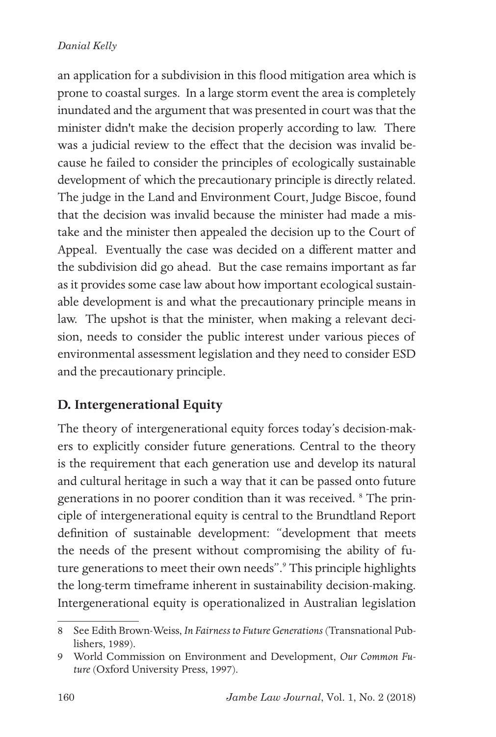an application for a subdivision in this flood mitigation area which is prone to coastal surges. In a large storm event the area is completely inundated and the argument that was presented in court was that the minister didn't make the decision properly according to law. There was a judicial review to the effect that the decision was invalid because he failed to consider the principles of ecologically sustainable development of which the precautionary principle is directly related. The judge in the Land and Environment Court, Judge Biscoe, found that the decision was invalid because the minister had made a mistake and the minister then appealed the decision up to the Court of Appeal. Eventually the case was decided on a different matter and the subdivision did go ahead. But the case remains important as far as it provides some case law about how important ecological sustainable development is and what the precautionary principle means in law. The upshot is that the minister, when making a relevant decision, needs to consider the public interest under various pieces of environmental assessment legislation and they need to consider ESD and the precautionary principle.

## D. Intergenerational Equity

The theory of intergenerational equity forces today's decision-makers to explicitly consider future generations. Central to the theory is the requirement that each generation use and develop its natural and cultural heritage in such a way that it can be passed onto future generations in no poorer condition than it was received. [8] The principle of intergenerational equity is central to the Brundtland Report definition of sustainable development: "development that meets the needs of the present without compromising the ability of future generations to meet their own needs".[9] This principle highlights the long-term timeframe inherent in sustainability decision-making. Intergenerational equity is operationalized in Australian legislation

---

8 See Edith Brown-Weiss, *In Fairness to Future Generations* (Transnational Publishers, 1989).

9 World Commission on Environment and Development, *Our Common Future* (Oxford University Press, 1997).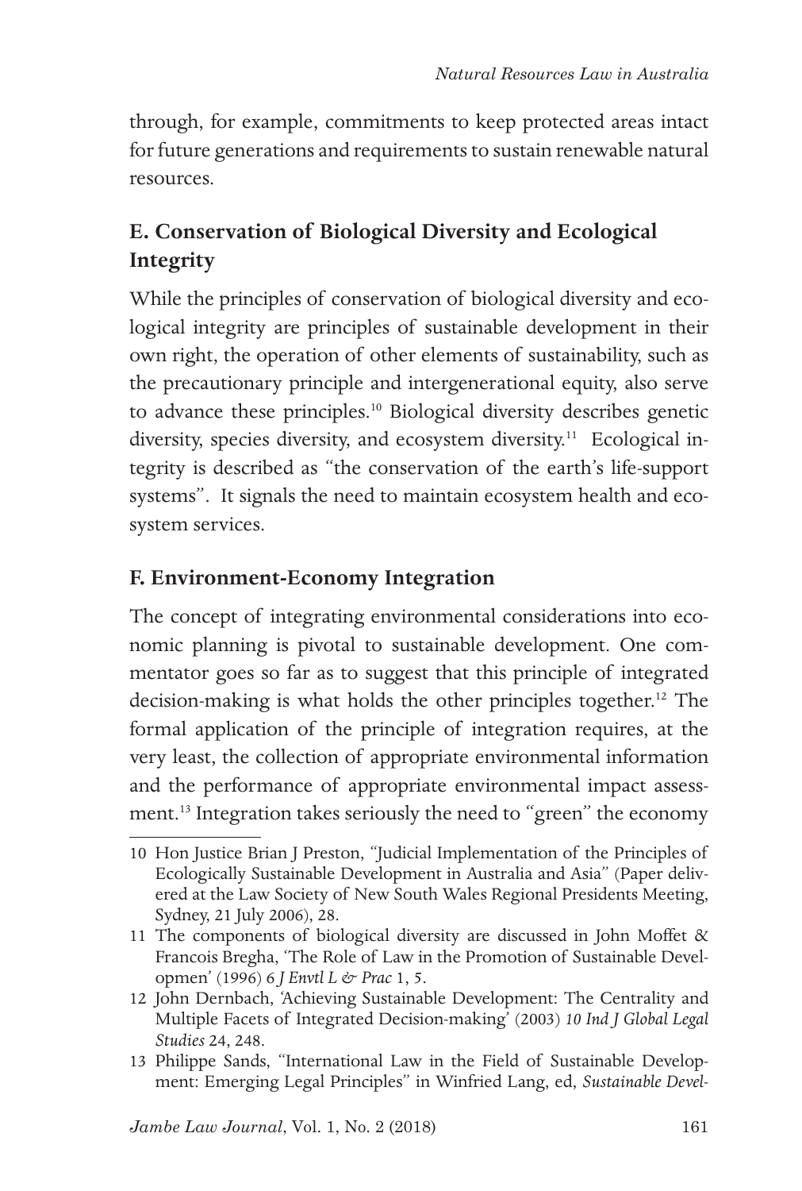through, for example, commitments to keep protected areas intact for future generations and requirements to sustain renewable natural resources.

## E. Conservation of Biological Diversity and Ecological Integrity

While the principles of conservation of biological diversity and ecological integrity are principles of sustainable development in their own right, the operation of other elements of sustainability, such as the precautionary principle and intergenerational equity, also serve to advance these principles.[10] Biological diversity describes genetic diversity, species diversity, and ecosystem diversity.[11] Ecological integrity is described as "the conservation of the earth's life-support systems". It signals the need to maintain ecosystem health and ecosystem services.

## F. Environment-Economy Integration

The concept of integrating environmental considerations into economic planning is pivotal to sustainable development. One commentator goes so far as to suggest that this principle of integrated decision-making is what holds the other principles together.[12] The formal application of the principle of integration requires, at the very least, the collection of appropriate environmental information and the performance of appropriate environmental impact assessment.[13] Integration takes seriously the need to "green" the economy

---

10 Hon Justice Brian J Preston, "Judicial Implementation of the Principles of Ecologically Sustainable Development in Australia and Asia" (Paper delivered at the Law Society of New South Wales Regional Presidents Meeting, Sydney, 21 July 2006), 28.

11 The components of biological diversity are discussed in John Moffet & Francois Bregha, 'The Role of Law in the Promotion of Sustainable Developmen' (1996) 6 *J Envtl L & Prac* 1, 5.

12 John Dernbach, 'Achieving Sustainable Development: The Centrality and Multiple Facets of Integrated Decision-making' (2003) *10 Ind J Global Legal Studies* 24, 248.

13 Philippe Sands, "International Law in the Field of Sustainable Development: Emerging Legal Principles" in Winfried Lang, ed, *Sustainable Devel-*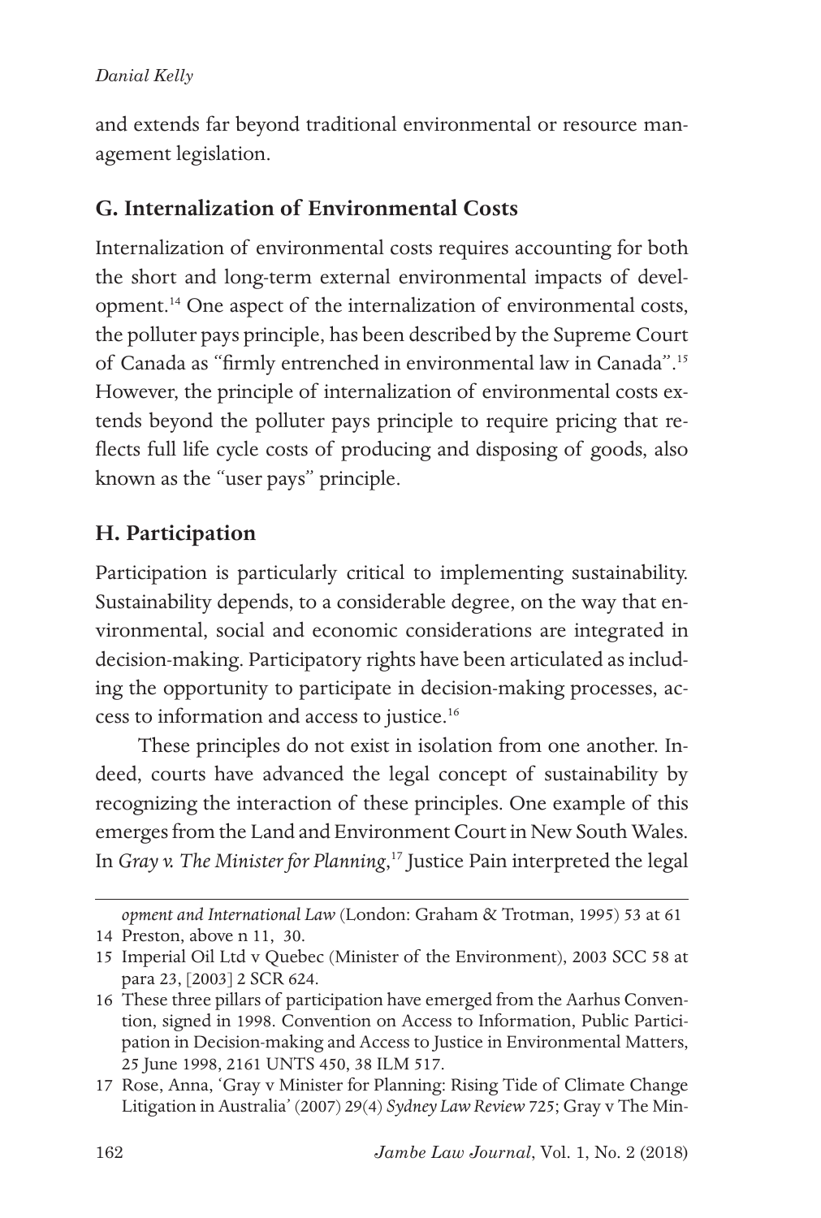and extends far beyond traditional environmental or resource management legislation.

## G. Internalization of Environmental Costs

Internalization of environmental costs requires accounting for both the short and long-term external environmental impacts of development.[14] One aspect of the internalization of environmental costs, the polluter pays principle, has been described by the Supreme Court of Canada as "firmly entrenched in environmental law in Canada".[15] However, the principle of internalization of environmental costs extends beyond the polluter pays principle to require pricing that reflects full life cycle costs of producing and disposing of goods, also known as the "user pays" principle.

## H. Participation

Participation is particularly critical to implementing sustainability. Sustainability depends, to a considerable degree, on the way that environmental, social and economic considerations are integrated in decision-making. Participatory rights have been articulated as including the opportunity to participate in decision-making processes, access to information and access to justice.[16]

These principles do not exist in isolation from one another. Indeed, courts have advanced the legal concept of sustainability by recognizing the interaction of these principles. One example of this emerges from the Land and Environment Court in New South Wales. In *Gray v. The Minister for Planning*,[17] Justice Pain interpreted the legal

---

*opment and International Law* (London: Graham & Trotman, 1995) 53 at 61

14 Preston, above n 11, 30.

15 Imperial Oil Ltd v Quebec (Minister of the Environment), 2003 SCC 58 at para 23, [2003] 2 SCR 624.

16 These three pillars of participation have emerged from the Aarhus Convention, signed in 1998. Convention on Access to Information, Public Participation in Decision-making and Access to Justice in Environmental Matters, 25 June 1998, 2161 UNTS 450, 38 ILM 517.

17 Rose, Anna, 'Gray v Minister for Planning: Rising Tide of Climate Change Litigation in Australia' (2007) 29(4) *Sydney Law Review* 725; Gray v The Min-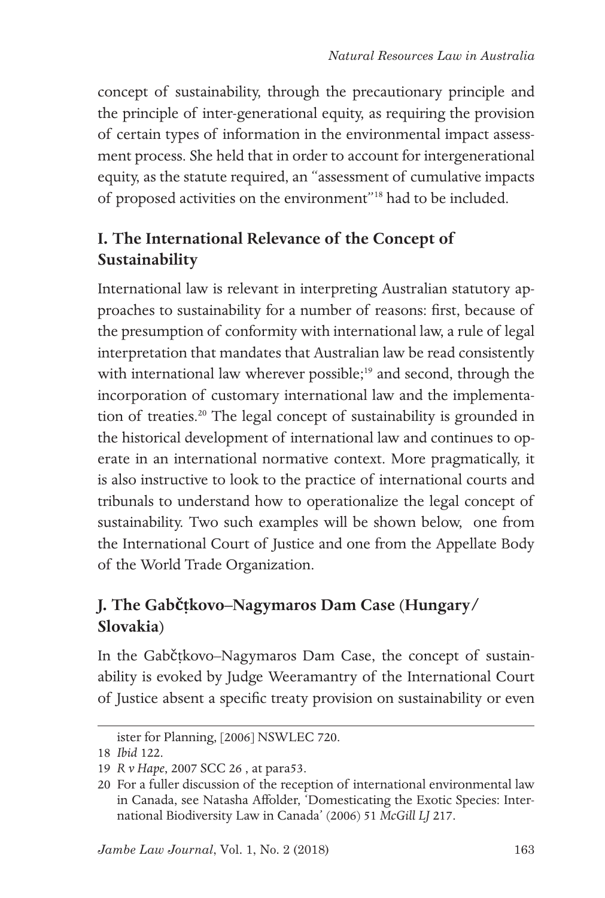concept of sustainability, through the precautionary principle and the principle of inter-generational equity, as requiring the provision of certain types of information in the environmental impact assessment process. She held that in order to account for intergenerational equity, as the statute required, an "assessment of cumulative impacts of proposed activities on the environment"[18] had to be included.

## I. The International Relevance of the Concept of Sustainability

International law is relevant in interpreting Australian statutory approaches to sustainability for a number of reasons: first, because of the presumption of conformity with international law, a rule of legal interpretation that mandates that Australian law be read consistently with international law wherever possible;[19] and second, through the incorporation of customary international law and the implementation of treaties.[20] The legal concept of sustainability is grounded in the historical development of international law and continues to operate in an international normative context. More pragmatically, it is also instructive to look to the practice of international courts and tribunals to understand how to operationalize the legal concept of sustainability. Two such examples will be shown below, one from the International Court of Justice and one from the Appellate Body of the World Trade Organization.

## J. The Gabčịkovo–Nagymaros Dam Case (Hungary/ Slovakia)

In the Gabčịkovo–Nagymaros Dam Case, the concept of sustainability is evoked by Judge Weeramantry of the International Court of Justice absent a specific treaty provision on sustainability or even

---

ister for Planning, [2006] NSWLEC 720.

18 *Ibid* 122.

19 *R v Hape*, 2007 SCC 26 , at para53.

20 For a fuller discussion of the reception of international environmental law in Canada, see Natasha Affolder, 'Domesticating the Exotic Species: International Biodiversity Law in Canada' (2006) 51 *McGill LJ* 217.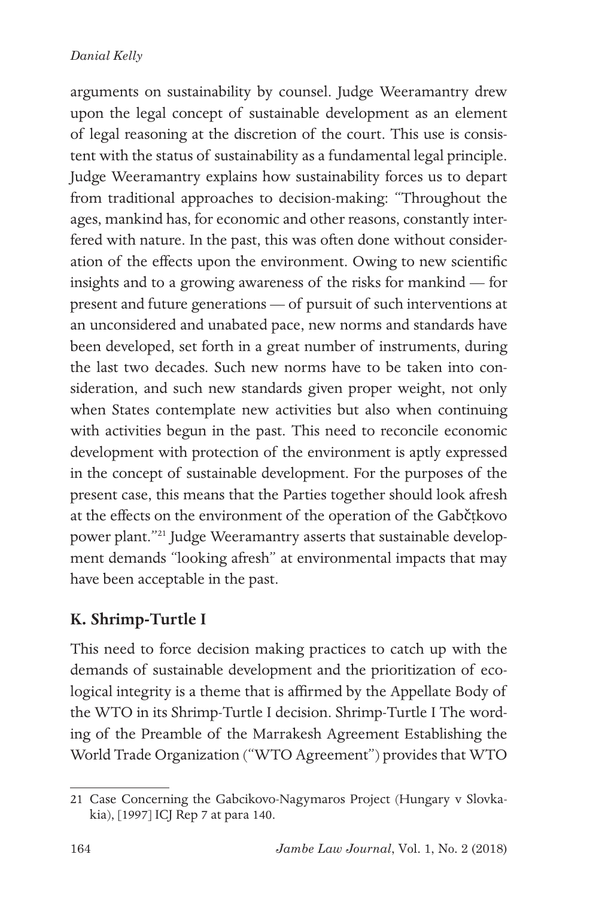arguments on sustainability by counsel. Judge Weeramantry drew upon the legal concept of sustainable development as an element of legal reasoning at the discretion of the court. This use is consistent with the status of sustainability as a fundamental legal principle. Judge Weeramantry explains how sustainability forces us to depart from traditional approaches to decision-making: "Throughout the ages, mankind has, for economic and other reasons, constantly interfered with nature. In the past, this was often done without consideration of the effects upon the environment. Owing to new scientific insights and to a growing awareness of the risks for mankind — for present and future generations — of pursuit of such interventions at an unconsidered and unabated pace, new norms and standards have been developed, set forth in a great number of instruments, during the last two decades. Such new norms have to be taken into consideration, and such new standards given proper weight, not only when States contemplate new activities but also when continuing with activities begun in the past. This need to reconcile economic development with protection of the environment is aptly expressed in the concept of sustainable development. For the purposes of the present case, this means that the Parties together should look afresh at the effects on the environment of the operation of the Gabčịkovo power plant."[21] Judge Weeramantry asserts that sustainable development demands "looking afresh" at environmental impacts that may have been acceptable in the past.

## K. Shrimp-Turtle I

This need to force decision making practices to catch up with the demands of sustainable development and the prioritization of ecological integrity is a theme that is affirmed by the Appellate Body of the WTO in its Shrimp-Turtle I decision. Shrimp-Turtle I The wording of the Preamble of the Marrakesh Agreement Establishing the World Trade Organization ("WTO Agreement") provides that WTO

---

21 Case Concerning the Gabcikovo-Nagymaros Project (Hungary v Slovkakia), [1997] ICJ Rep 7 at para 140.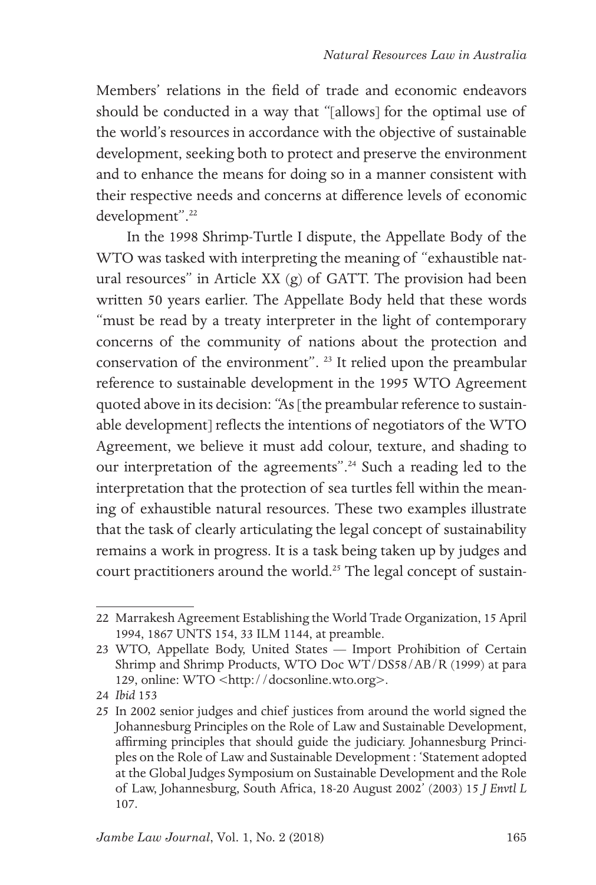Members' relations in the field of trade and economic endeavors should be conducted in a way that "[allows] for the optimal use of the world's resources in accordance with the objective of sustainable development, seeking both to protect and preserve the environment and to enhance the means for doing so in a manner consistent with their respective needs and concerns at difference levels of economic development".[22]

In the 1998 Shrimp-Turtle I dispute, the Appellate Body of the WTO was tasked with interpreting the meaning of "exhaustible natural resources" in Article XX (g) of GATT. The provision had been written 50 years earlier. The Appellate Body held that these words "must be read by a treaty interpreter in the light of contemporary concerns of the community of nations about the protection and conservation of the environment". [23] It relied upon the preambular reference to sustainable development in the 1995 WTO Agreement quoted above in its decision: "As [the preambular reference to sustainable development] reflects the intentions of negotiators of the WTO Agreement, we believe it must add colour, texture, and shading to our interpretation of the agreements".[24] Such a reading led to the interpretation that the protection of sea turtles fell within the meaning of exhaustible natural resources. These two examples illustrate that the task of clearly articulating the legal concept of sustainability remains a work in progress. It is a task being taken up by judges and court practitioners around the world.[25] The legal concept of sustain-

---

22 Marrakesh Agreement Establishing the World Trade Organization, 15 April 1994, 1867 UNTS 154, 33 ILM 1144, at preamble.

23 WTO, Appellate Body, United States — Import Prohibition of Certain Shrimp and Shrimp Products, WTO Doc WT/DS58/AB/R (1999) at para 129, online: WTO <http://docsonline.wto.org>.

24 *Ibid* 153

25 In 2002 senior judges and chief justices from around the world signed the Johannesburg Principles on the Role of Law and Sustainable Development, affirming principles that should guide the judiciary. Johannesburg Principles on the Role of Law and Sustainable Development : 'Statement adopted at the Global Judges Symposium on Sustainable Development and the Role of Law, Johannesburg, South Africa, 18-20 August 2002' (2003) 15 *J Envtl L* 107.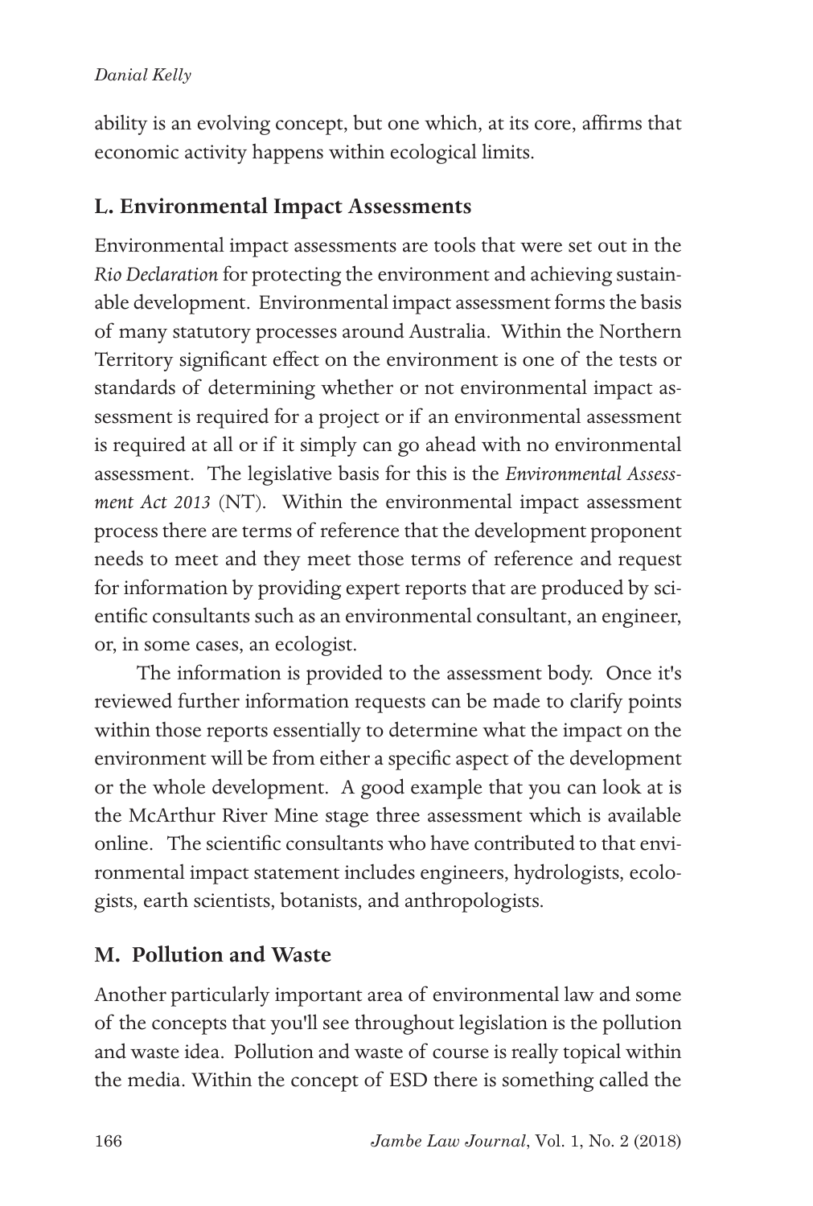ability is an evolving concept, but one which, at its core, affirms that economic activity happens within ecological limits.

## L. Environmental Impact Assessments

Environmental impact assessments are tools that were set out in the *Rio Declaration* for protecting the environment and achieving sustainable development. Environmental impact assessment forms the basis of many statutory processes around Australia. Within the Northern Territory significant effect on the environment is one of the tests or standards of determining whether or not environmental impact assessment is required for a project or if an environmental assessment is required at all or if it simply can go ahead with no environmental assessment. The legislative basis for this is the *Environmental Assessment Act 2013* (NT). Within the environmental impact assessment process there are terms of reference that the development proponent needs to meet and they meet those terms of reference and request for information by providing expert reports that are produced by scientific consultants such as an environmental consultant, an engineer, or, in some cases, an ecologist.

The information is provided to the assessment body. Once it's reviewed further information requests can be made to clarify points within those reports essentially to determine what the impact on the environment will be from either a specific aspect of the development or the whole development. A good example that you can look at is the McArthur River Mine stage three assessment which is available online. The scientific consultants who have contributed to that environmental impact statement includes engineers, hydrologists, ecologists, earth scientists, botanists, and anthropologists.

## M. Pollution and Waste

Another particularly important area of environmental law and some of the concepts that you'll see throughout legislation is the pollution and waste idea. Pollution and waste of course is really topical within the media. Within the concept of ESD there is something called the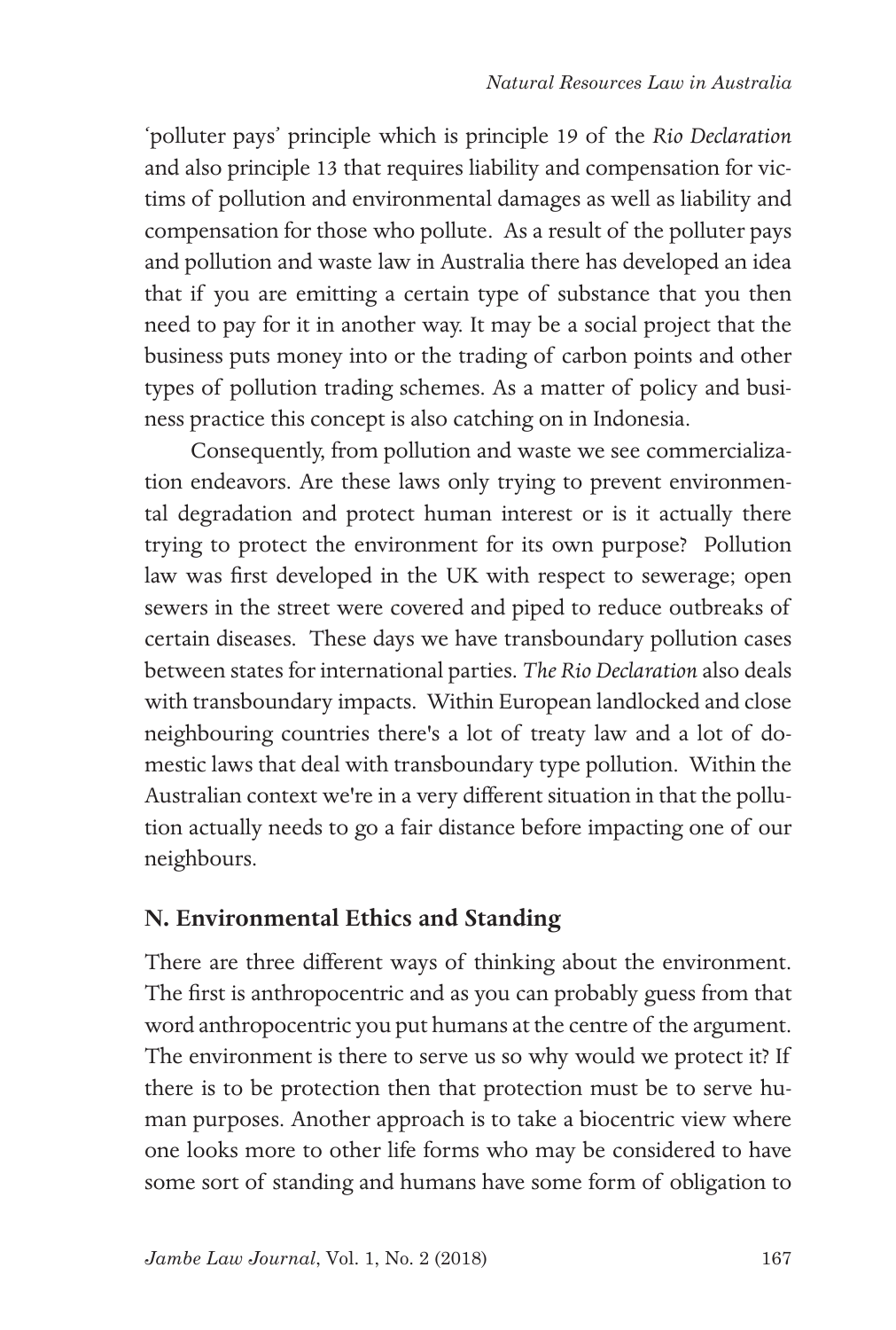'polluter pays' principle which is principle 19 of the *Rio Declaration* and also principle 13 that requires liability and compensation for victims of pollution and environmental damages as well as liability and compensation for those who pollute. As a result of the polluter pays and pollution and waste law in Australia there has developed an idea that if you are emitting a certain type of substance that you then need to pay for it in another way. It may be a social project that the business puts money into or the trading of carbon points and other types of pollution trading schemes. As a matter of policy and business practice this concept is also catching on in Indonesia.

Consequently, from pollution and waste we see commercialization endeavors. Are these laws only trying to prevent environmental degradation and protect human interest or is it actually there trying to protect the environment for its own purpose? Pollution law was first developed in the UK with respect to sewerage; open sewers in the street were covered and piped to reduce outbreaks of certain diseases. These days we have transboundary pollution cases between states for international parties. *The Rio Declaration* also deals with transboundary impacts. Within European landlocked and close neighbouring countries there's a lot of treaty law and a lot of domestic laws that deal with transboundary type pollution. Within the Australian context we're in a very different situation in that the pollution actually needs to go a fair distance before impacting one of our neighbours.

## N. Environmental Ethics and Standing

There are three different ways of thinking about the environment. The first is anthropocentric and as you can probably guess from that word anthropocentric you put humans at the centre of the argument. The environment is there to serve us so why would we protect it? If there is to be protection then that protection must be to serve human purposes. Another approach is to take a biocentric view where one looks more to other life forms who may be considered to have some sort of standing and humans have some form of obligation to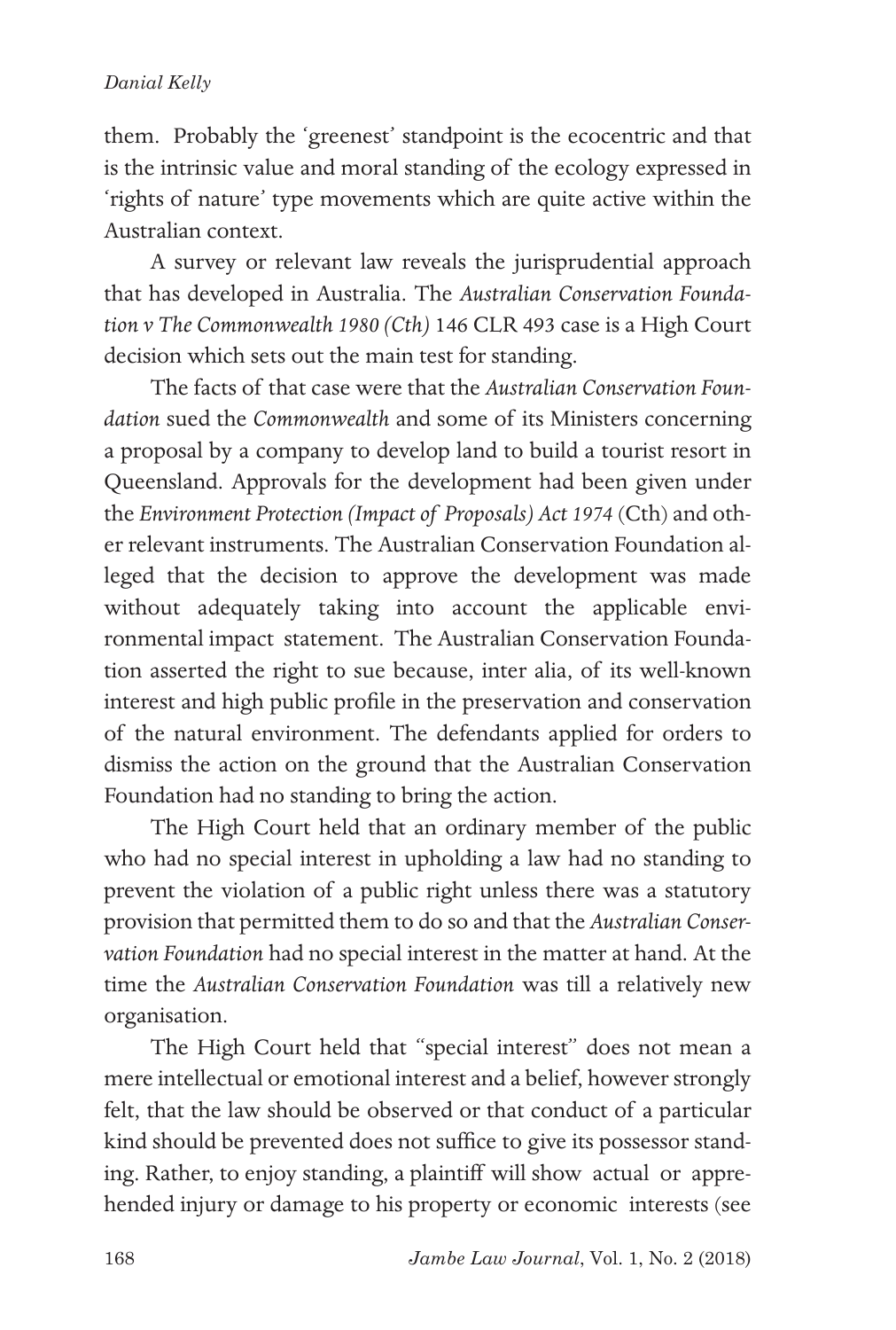them. Probably the 'greenest' standpoint is the ecocentric and that is the intrinsic value and moral standing of the ecology expressed in 'rights of nature' type movements which are quite active within the Australian context.

A survey or relevant law reveals the jurisprudential approach that has developed in Australia. The *Australian Conservation Foundation v The Commonwealth 1980 (Cth)* 146 CLR 493 case is a High Court decision which sets out the main test for standing.

The facts of that case were that the *Australian Conservation Foundation* sued the *Commonwealth* and some of its Ministers concerning a proposal by a company to develop land to build a tourist resort in Queensland. Approvals for the development had been given under the *Environment Protection (Impact of Proposals) Act 1974* (Cth) and other relevant instruments. The Australian Conservation Foundation alleged that the decision to approve the development was made without adequately taking into account the applicable environmental impact statement. The Australian Conservation Foundation asserted the right to sue because, inter alia, of its well-known interest and high public profile in the preservation and conservation of the natural environment. The defendants applied for orders to dismiss the action on the ground that the Australian Conservation Foundation had no standing to bring the action.

The High Court held that an ordinary member of the public who had no special interest in upholding a law had no standing to prevent the violation of a public right unless there was a statutory provision that permitted them to do so and that the *Australian Conservation Foundation* had no special interest in the matter at hand. At the time the *Australian Conservation Foundation* was till a relatively new organisation.

The High Court held that "special interest" does not mean a mere intellectual or emotional interest and a belief, however strongly felt, that the law should be observed or that conduct of a particular kind should be prevented does not suffice to give its possessor standing. Rather, to enjoy standing, a plaintiff will show actual or apprehended injury or damage to his property or economic interests (see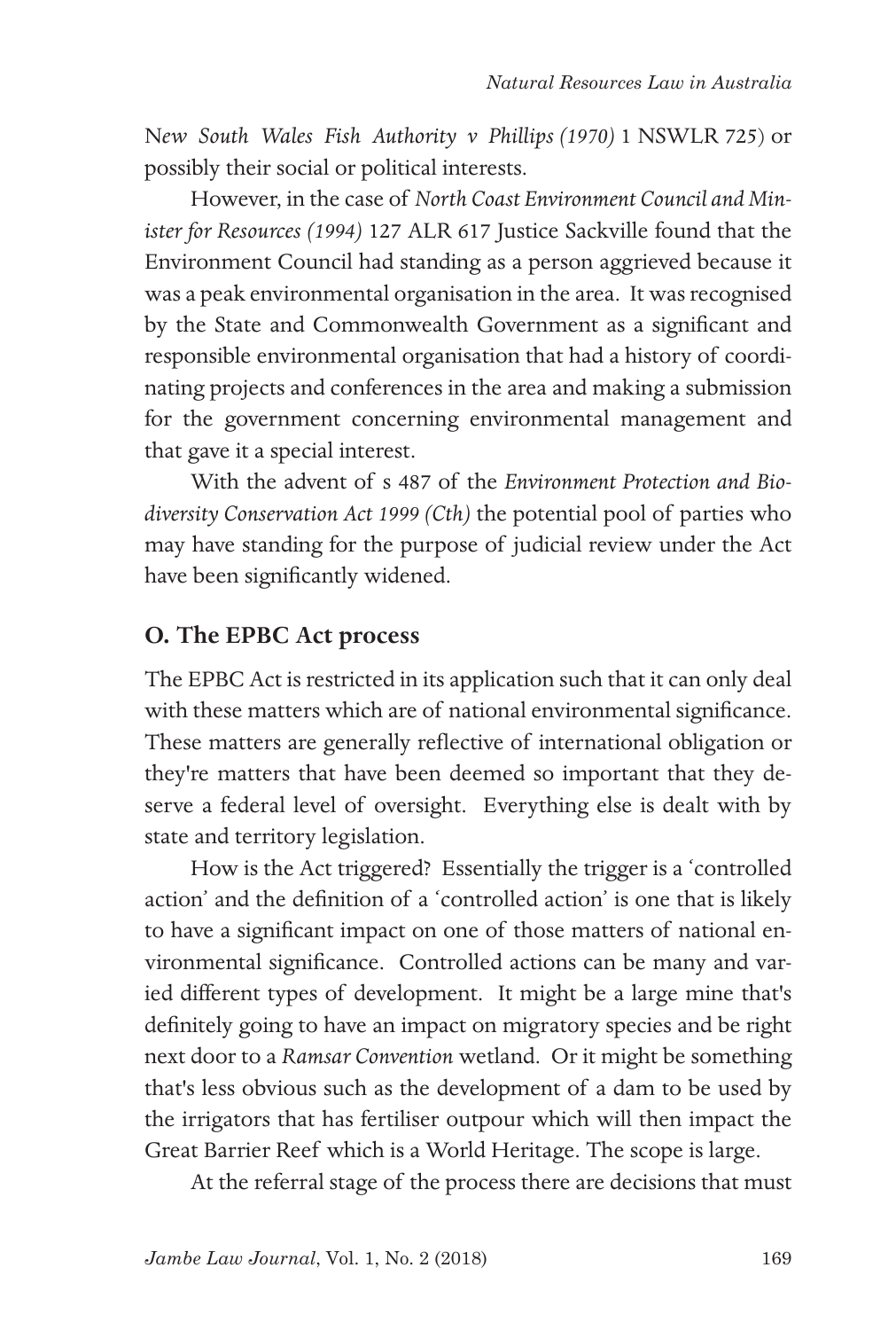*New South Wales Fish Authority v Phillips (1970)* 1 NSWLR 725) or possibly their social or political interests.

However, in the case of *North Coast Environment Council and Minister for Resources (1994)* 127 ALR 617 Justice Sackville found that the Environment Council had standing as a person aggrieved because it was a peak environmental organisation in the area. It was recognised by the State and Commonwealth Government as a significant and responsible environmental organisation that had a history of coordinating projects and conferences in the area and making a submission for the government concerning environmental management and that gave it a special interest.

With the advent of s 487 of the *Environment Protection and Biodiversity Conservation Act 1999 (Cth)* the potential pool of parties who may have standing for the purpose of judicial review under the Act have been significantly widened.

## O. The EPBC Act process

The EPBC Act is restricted in its application such that it can only deal with these matters which are of national environmental significance. These matters are generally reflective of international obligation or they're matters that have been deemed so important that they deserve a federal level of oversight. Everything else is dealt with by state and territory legislation.

How is the Act triggered? Essentially the trigger is a 'controlled action' and the definition of a 'controlled action' is one that is likely to have a significant impact on one of those matters of national environmental significance. Controlled actions can be many and varied different types of development. It might be a large mine that's definitely going to have an impact on migratory species and be right next door to a *Ramsar Convention* wetland. Or it might be something that's less obvious such as the development of a dam to be used by the irrigators that has fertiliser outpour which will then impact the Great Barrier Reef which is a World Heritage. The scope is large.

At the referral stage of the process there are decisions that must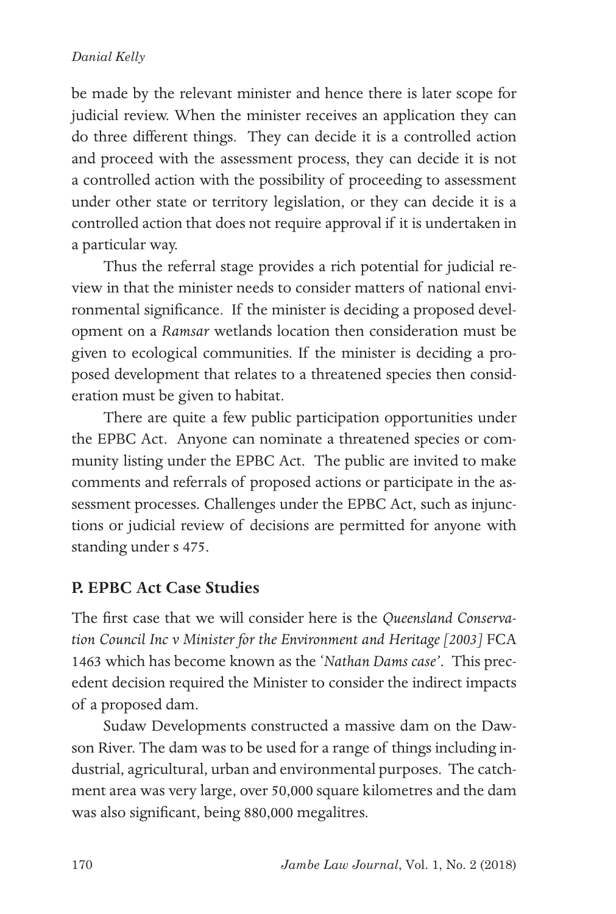be made by the relevant minister and hence there is later scope for judicial review. When the minister receives an application they can do three different things. They can decide it is a controlled action and proceed with the assessment process, they can decide it is not a controlled action with the possibility of proceeding to assessment under other state or territory legislation, or they can decide it is a controlled action that does not require approval if it is undertaken in a particular way.

Thus the referral stage provides a rich potential for judicial review in that the minister needs to consider matters of national environmental significance. If the minister is deciding a proposed development on a *Ramsar* wetlands location then consideration must be given to ecological communities. If the minister is deciding a proposed development that relates to a threatened species then consideration must be given to habitat.

There are quite a few public participation opportunities under the EPBC Act. Anyone can nominate a threatened species or community listing under the EPBC Act. The public are invited to make comments and referrals of proposed actions or participate in the assessment processes. Challenges under the EPBC Act, such as injunctions or judicial review of decisions are permitted for anyone with standing under s 475.

## P. EPBC Act Case Studies

The first case that we will consider here is the *Queensland Conservation Council Inc v Minister for the Environment and Heritage [2003]* FCA 1463 which has become known as the '*Nathan Dams case*'. This precedent decision required the Minister to consider the indirect impacts of a proposed dam.

Sudaw Developments constructed a massive dam on the Dawson River. The dam was to be used for a range of things including industrial, agricultural, urban and environmental purposes. The catchment area was very large, over 50,000 square kilometres and the dam was also significant, being 880,000 megalitres.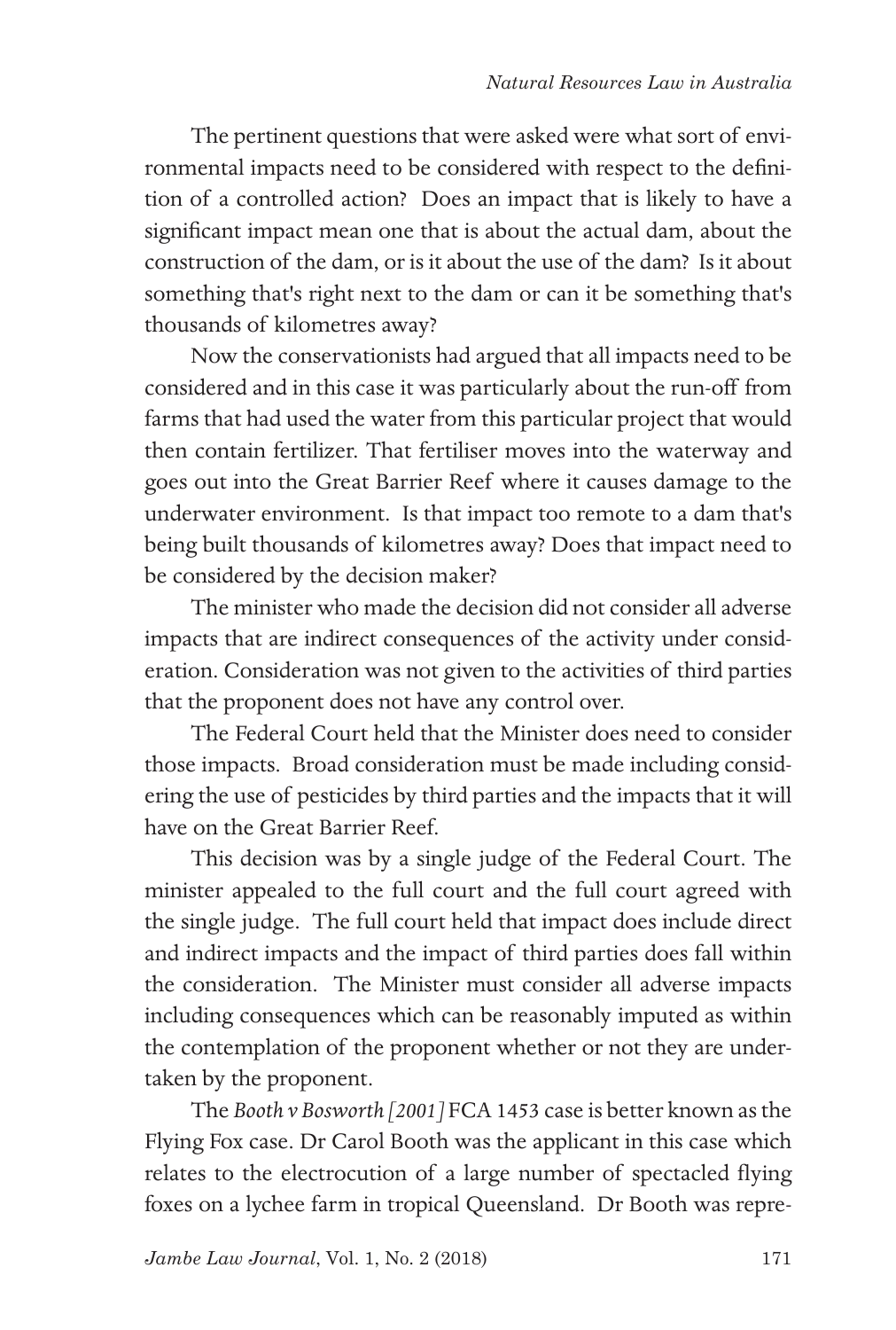The pertinent questions that were asked were what sort of environmental impacts need to be considered with respect to the definition of a controlled action? Does an impact that is likely to have a significant impact mean one that is about the actual dam, about the construction of the dam, or is it about the use of the dam? Is it about something that's right next to the dam or can it be something that's thousands of kilometres away?

Now the conservationists had argued that all impacts need to be considered and in this case it was particularly about the run-off from farms that had used the water from this particular project that would then contain fertilizer. That fertiliser moves into the waterway and goes out into the Great Barrier Reef where it causes damage to the underwater environment. Is that impact too remote to a dam that's being built thousands of kilometres away? Does that impact need to be considered by the decision maker?

The minister who made the decision did not consider all adverse impacts that are indirect consequences of the activity under consideration. Consideration was not given to the activities of third parties that the proponent does not have any control over.

The Federal Court held that the Minister does need to consider those impacts. Broad consideration must be made including considering the use of pesticides by third parties and the impacts that it will have on the Great Barrier Reef.

This decision was by a single judge of the Federal Court. The minister appealed to the full court and the full court agreed with the single judge. The full court held that impact does include direct and indirect impacts and the impact of third parties does fall within the consideration. The Minister must consider all adverse impacts including consequences which can be reasonably imputed as within the contemplation of the proponent whether or not they are undertaken by the proponent.

The *Booth v Bosworth [2001]* FCA 1453 case is better known as the Flying Fox case. Dr Carol Booth was the applicant in this case which relates to the electrocution of a large number of spectacled flying foxes on a lychee farm in tropical Queensland. Dr Booth was repre-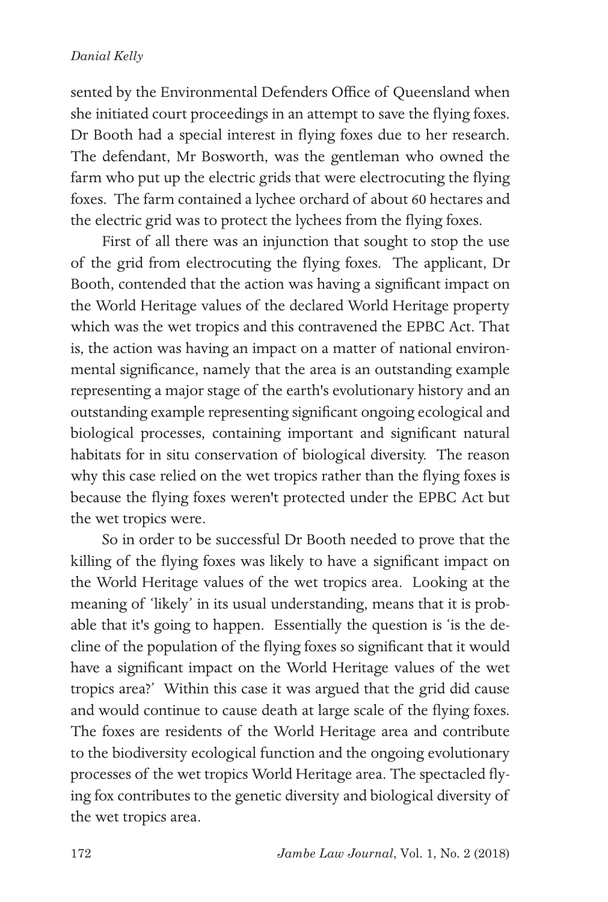sented by the Environmental Defenders Office of Queensland when she initiated court proceedings in an attempt to save the flying foxes. Dr Booth had a special interest in flying foxes due to her research. The defendant, Mr Bosworth, was the gentleman who owned the farm who put up the electric grids that were electrocuting the flying foxes. The farm contained a lychee orchard of about 60 hectares and the electric grid was to protect the lychees from the flying foxes.

First of all there was an injunction that sought to stop the use of the grid from electrocuting the flying foxes. The applicant, Dr Booth, contended that the action was having a significant impact on the World Heritage values of the declared World Heritage property which was the wet tropics and this contravened the EPBC Act. That is, the action was having an impact on a matter of national environmental significance, namely that the area is an outstanding example representing a major stage of the earth's evolutionary history and an outstanding example representing significant ongoing ecological and biological processes, containing important and significant natural habitats for in situ conservation of biological diversity. The reason why this case relied on the wet tropics rather than the flying foxes is because the flying foxes weren't protected under the EPBC Act but the wet tropics were.

So in order to be successful Dr Booth needed to prove that the killing of the flying foxes was likely to have a significant impact on the World Heritage values of the wet tropics area. Looking at the meaning of 'likely' in its usual understanding, means that it is probable that it's going to happen. Essentially the question is 'is the decline of the population of the flying foxes so significant that it would have a significant impact on the World Heritage values of the wet tropics area?' Within this case it was argued that the grid did cause and would continue to cause death at large scale of the flying foxes. The foxes are residents of the World Heritage area and contribute to the biodiversity ecological function and the ongoing evolutionary processes of the wet tropics World Heritage area. The spectacled flying fox contributes to the genetic diversity and biological diversity of the wet tropics area.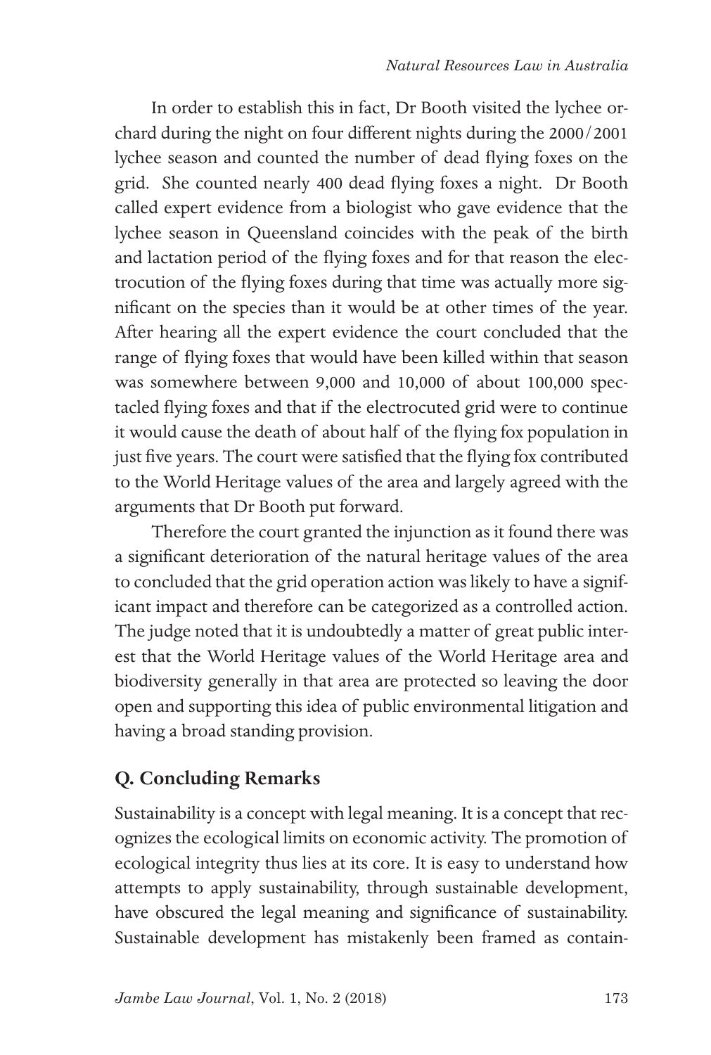In order to establish this in fact, Dr Booth visited the lychee orchard during the night on four different nights during the 2000/2001 lychee season and counted the number of dead flying foxes on the grid. She counted nearly 400 dead flying foxes a night. Dr Booth called expert evidence from a biologist who gave evidence that the lychee season in Queensland coincides with the peak of the birth and lactation period of the flying foxes and for that reason the electrocution of the flying foxes during that time was actually more significant on the species than it would be at other times of the year. After hearing all the expert evidence the court concluded that the range of flying foxes that would have been killed within that season was somewhere between 9,000 and 10,000 of about 100,000 spectacled flying foxes and that if the electrocuted grid were to continue it would cause the death of about half of the flying fox population in just five years. The court were satisfied that the flying fox contributed to the World Heritage values of the area and largely agreed with the arguments that Dr Booth put forward.

Therefore the court granted the injunction as it found there was a significant deterioration of the natural heritage values of the area to concluded that the grid operation action was likely to have a significant impact and therefore can be categorized as a controlled action. The judge noted that it is undoubtedly a matter of great public interest that the World Heritage values of the World Heritage area and biodiversity generally in that area are protected so leaving the door open and supporting this idea of public environmental litigation and having a broad standing provision.

## Q. Concluding Remarks

Sustainability is a concept with legal meaning. It is a concept that recognizes the ecological limits on economic activity. The promotion of ecological integrity thus lies at its core. It is easy to understand how attempts to apply sustainability, through sustainable development, have obscured the legal meaning and significance of sustainability. Sustainable development has mistakenly been framed as contain-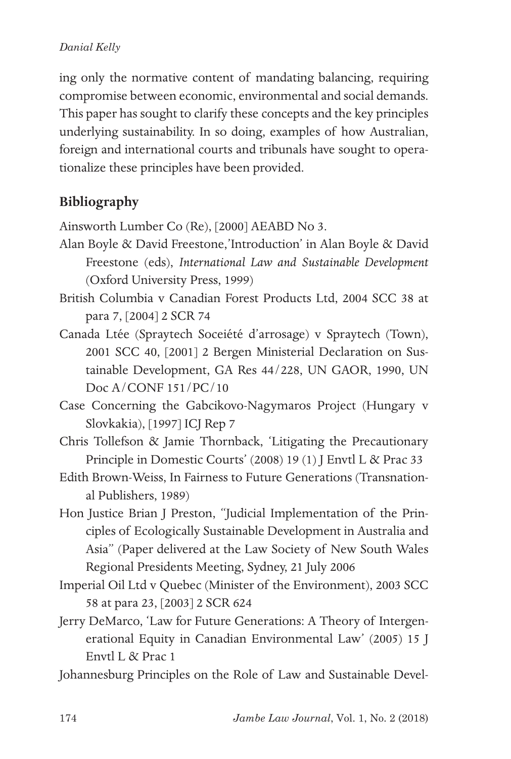ing only the normative content of mandating balancing, requiring compromise between economic, environmental and social demands. This paper has sought to clarify these concepts and the key principles underlying sustainability. In so doing, examples of how Australian, foreign and international courts and tribunals have sought to operationalize these principles have been provided.

## Bibliography

Ainsworth Lumber Co (Re), [2000] AEABD No 3.

Alan Boyle & David Freestone,'Introduction' in Alan Boyle & David Freestone (eds), *International Law and Sustainable Development* (Oxford University Press, 1999)

British Columbia v Canadian Forest Products Ltd, 2004 SCC 38 at para 7, [2004] 2 SCR 74

Canada Ltée (Spraytech Soceiété d'arrosage) v Spraytech (Town), 2001 SCC 40, [2001] 2 Bergen Ministerial Declaration on Sustainable Development, GA Res 44/228, UN GAOR, 1990, UN Doc A/CONF 151/PC/10

Case Concerning the Gabcikovo-Nagymaros Project (Hungary v Slovkakia), [1997] ICJ Rep 7

Chris Tollefson & Jamie Thornback, 'Litigating the Precautionary Principle in Domestic Courts' (2008) 19 (1) J Envtl L & Prac 33

Edith Brown-Weiss, In Fairness to Future Generations (Transnational Publishers, 1989)

Hon Justice Brian J Preston, "Judicial Implementation of the Principles of Ecologically Sustainable Development in Australia and Asia" (Paper delivered at the Law Society of New South Wales Regional Presidents Meeting, Sydney, 21 July 2006

Imperial Oil Ltd v Quebec (Minister of the Environment), 2003 SCC 58 at para 23, [2003] 2 SCR 624

Jerry DeMarco, 'Law for Future Generations: A Theory of Intergenerational Equity in Canadian Environmental Law' (2005) 15 J Envtl L & Prac 1

Johannesburg Principles on the Role of Law and Sustainable Devel-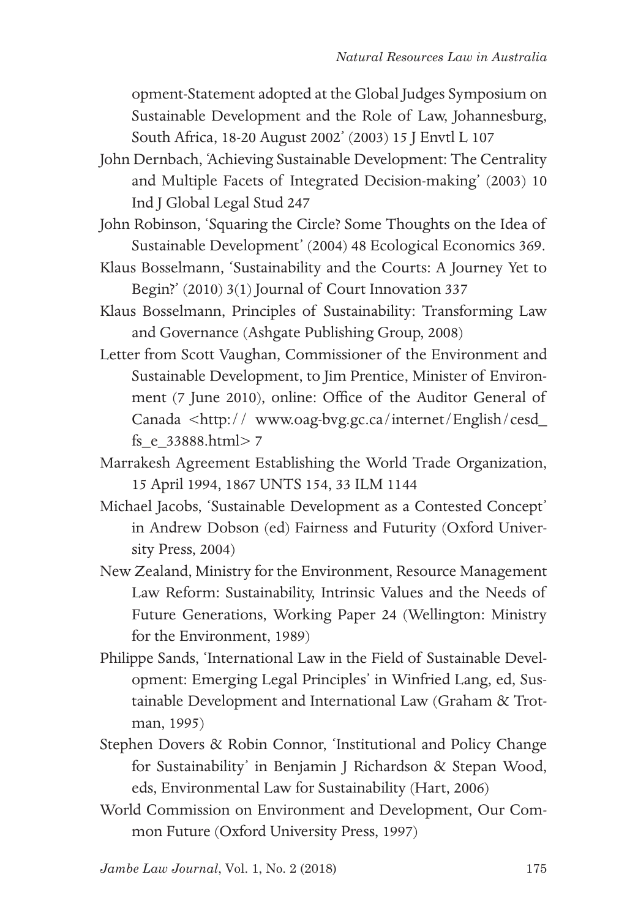opment-Statement adopted at the Global Judges Symposium on Sustainable Development and the Role of Law, Johannesburg, South Africa, 18-20 August 2002' (2003) 15 J Envtl L 107

John Dernbach, 'Achieving Sustainable Development: The Centrality and Multiple Facets of Integrated Decision-making' (2003) 10 Ind J Global Legal Stud 247

John Robinson, 'Squaring the Circle? Some Thoughts on the Idea of Sustainable Development' (2004) 48 Ecological Economics 369.

Klaus Bosselmann, 'Sustainability and the Courts: A Journey Yet to Begin?' (2010) 3(1) Journal of Court Innovation 337

Klaus Bosselmann, Principles of Sustainability: Transforming Law and Governance (Ashgate Publishing Group, 2008)

Letter from Scott Vaughan, Commissioner of the Environment and Sustainable Development, to Jim Prentice, Minister of Environment (7 June 2010), online: Office of the Auditor General of Canada <http:// www.oag-bvg.gc.ca/internet/English/cesd_fs_e_33888.html> 7

Marrakesh Agreement Establishing the World Trade Organization, 15 April 1994, 1867 UNTS 154, 33 ILM 1144

Michael Jacobs, 'Sustainable Development as a Contested Concept' in Andrew Dobson (ed) Fairness and Futurity (Oxford University Press, 2004)

New Zealand, Ministry for the Environment, Resource Management Law Reform: Sustainability, Intrinsic Values and the Needs of Future Generations, Working Paper 24 (Wellington: Ministry for the Environment, 1989)

Philippe Sands, 'International Law in the Field of Sustainable Development: Emerging Legal Principles' in Winfried Lang, ed, Sustainable Development and International Law (Graham & Trotman, 1995)

Stephen Dovers & Robin Connor, 'Institutional and Policy Change for Sustainability' in Benjamin J Richardson & Stepan Wood, eds, Environmental Law for Sustainability (Hart, 2006)

World Commission on Environment and Development, Our Common Future (Oxford University Press, 1997)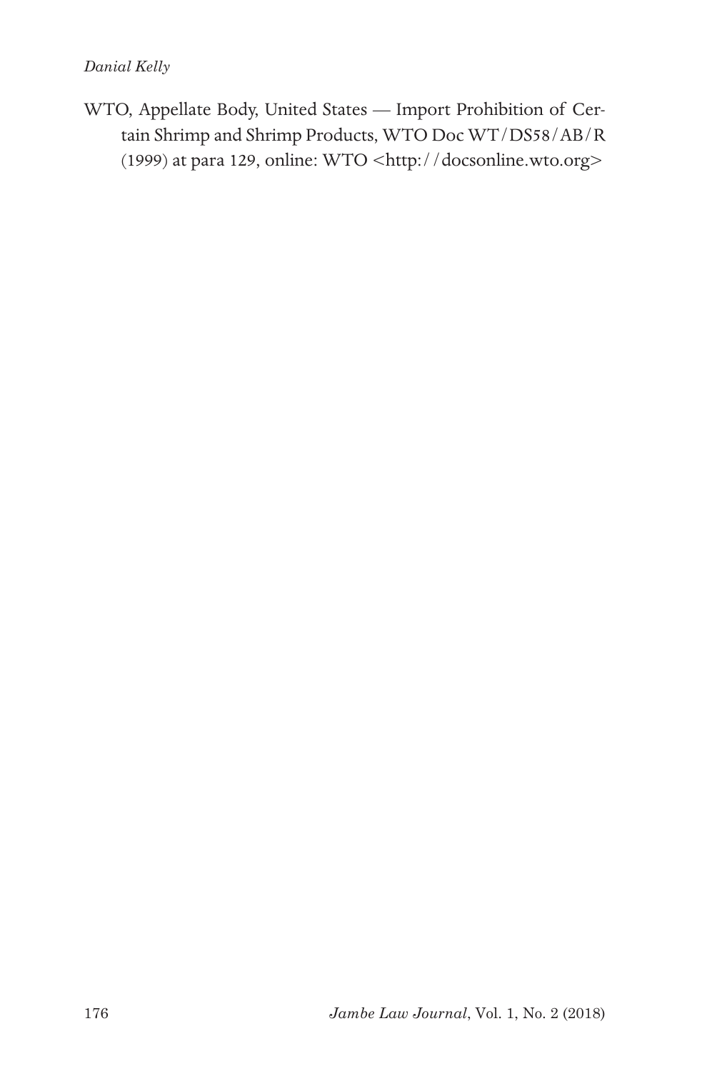WTO, Appellate Body, United States — Import Prohibition of Certain Shrimp and Shrimp Products, WTO Doc WT/DS58/AB/R (1999) at para 129, online: WTO <http://docsonline.wto.org>